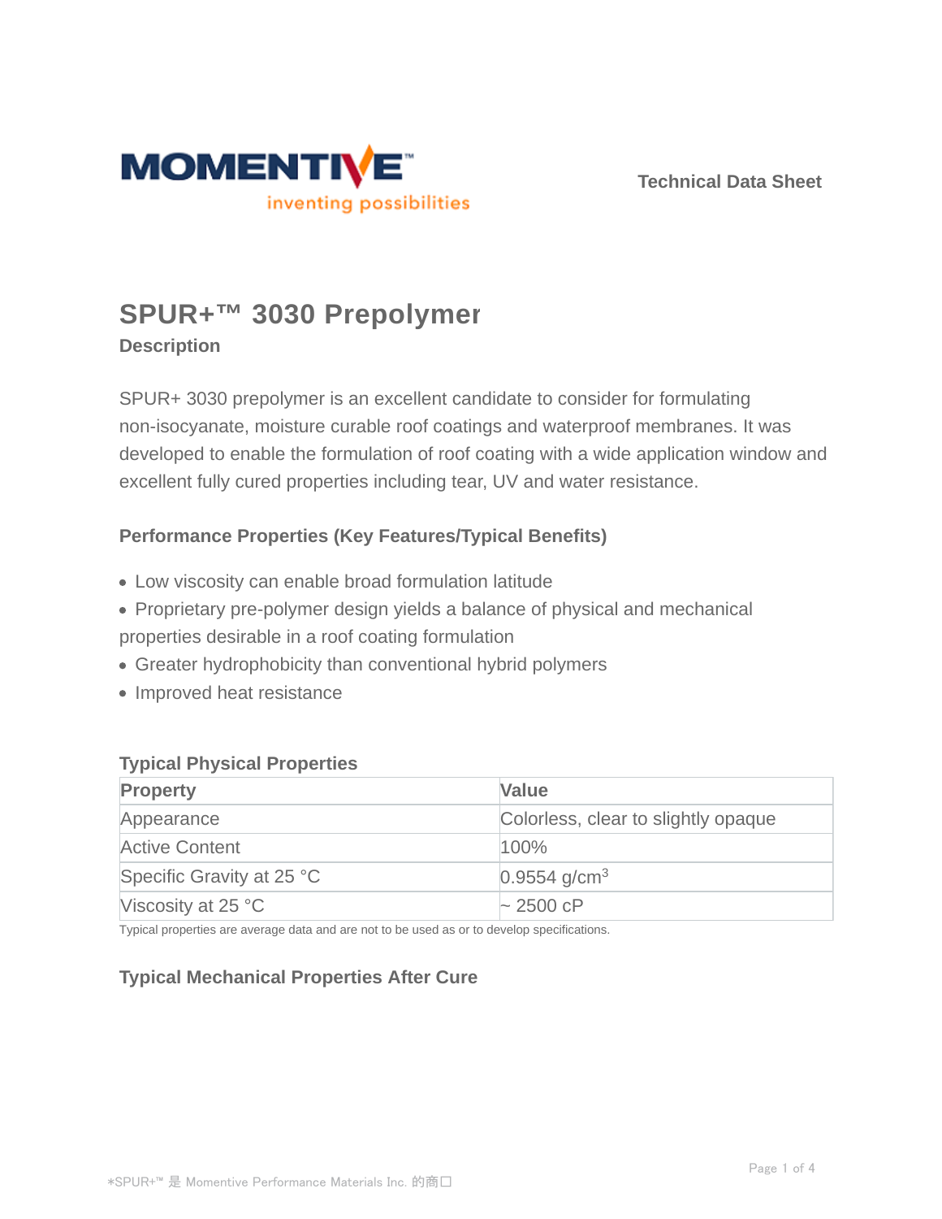Technical Data Sheet

# SPUR+™ 3030 Prepolymer

## Description

SPUR+ 3030 prepolymer is an excellent candidate to consider for formulating non-isocyanate, moisture curable roof coatings and waterproof membranes. It was developed to enable the formulation of roof coating with a wide application window and excellent fully cured properties including tear, UV and water resistance.

### Performance Properties (Key Features/Typical Benefits)

- Low viscosity can enable broad formulation latitude
- Proprietary pre-polymer design yields a balance of physical and mechanical properties desirable in a roof coating formulation
- Greater hydrophobicity than conventional hybrid polymers
- Improved heat resistance

### Typical Physical Properties

| Property | Value |
|---|---|
| Appearance | Colorless, clear to slightly opaque |
| Active Content | 100% |
| Specific Gravity at 25 °C | 0.9554 g/cm$^3$ |
| Viscosity at 25 °C | ~ 2500 cP |

Typical properties are average data and are not to be used as or to develop specifications.

### Typical Mechanical Properties After Cure

*SPUR+™ 是 Momentive Performance Materials Inc. 的商口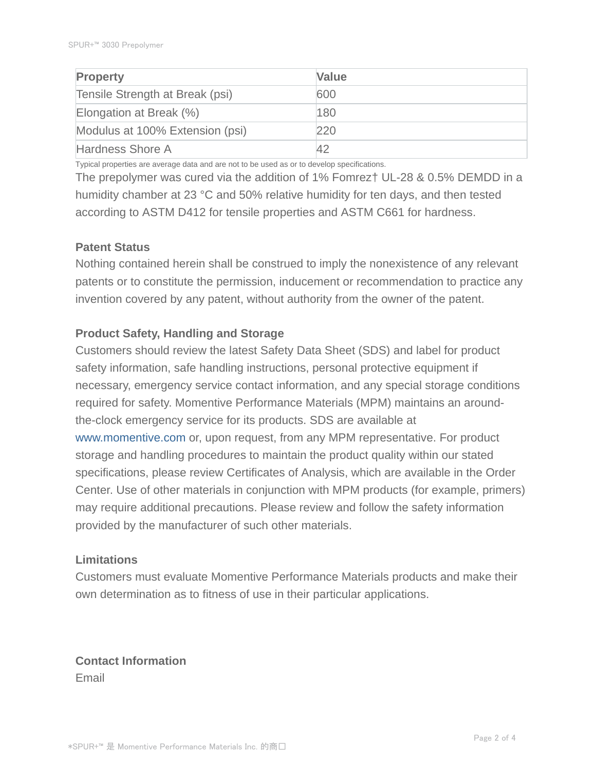| Property | Value |
| --- | --- |
| Tensile Strength at Break (psi) | 600 |
| Elongation at Break (%) | 180 |
| Modulus at 100% Extension (psi) | 220 |
| Hardness Shore A | 42 |

Typical properties are average data and are not to be used as or to develop specifications.

The prepolymer was cured via the addition of 1% Fomrez† UL-28 & 0.5% DEMDD in a humidity chamber at 23 °C and 50% relative humidity for ten days, and then tested according to ASTM D412 for tensile properties and ASTM C661 for hardness.

### Patent Status

Nothing contained herein shall be construed to imply the nonexistence of any relevant patents or to constitute the permission, inducement or recommendation to practice any invention covered by any patent, without authority from the owner of the patent.

### Product Safety, Handling and Storage

Customers should review the latest Safety Data Sheet (SDS) and label for product safety information, safe handling instructions, personal protective equipment if necessary, emergency service contact information, and any special storage conditions required for safety. Momentive Performance Materials (MPM) maintains an around-the-clock emergency service for its products. SDS are available at www.momentive.com or, upon request, from any MPM representative. For product storage and handling procedures to maintain the product quality within our stated specifications, please review Certificates of Analysis, which are available in the Order Center. Use of other materials in conjunction with MPM products (for example, primers) may require additional precautions. Please review and follow the safety information provided by the manufacturer of such other materials.

### Limitations

Customers must evaluate Momentive Performance Materials products and make their own determination as to fitness of use in their particular applications.

### Contact Information

Email

*SPUR+™ 是 Momentive Performance Materials Inc. 的商口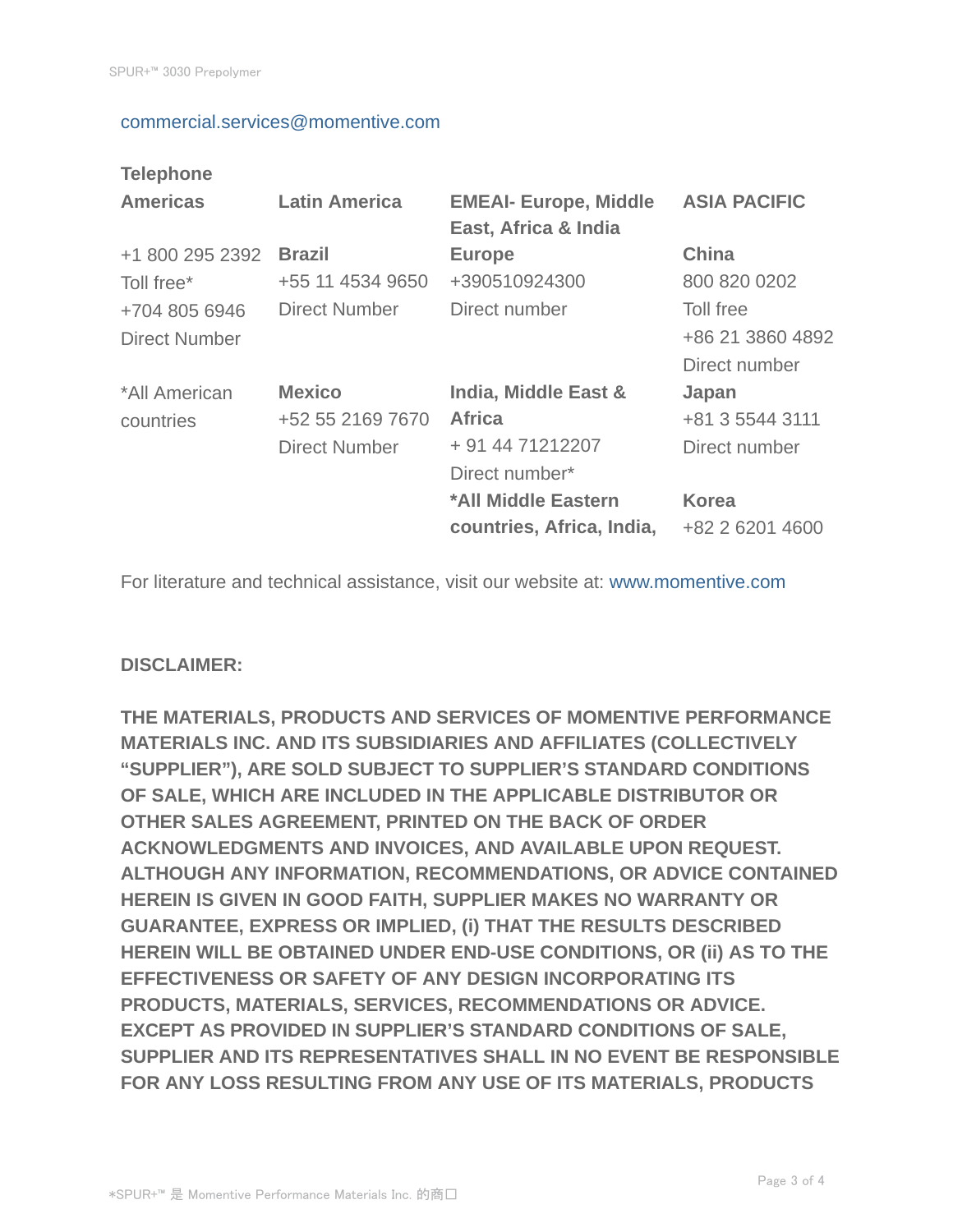commercial.services@momentive.com

**Telephone**

| **Americas** | **Latin America** | **EMEAI- Europe, Middle East, Africa & India** | **ASIA PACIFIC** |
|---|---|---|---|
| +1 800 295 2392 Toll free* +704 805 6946 Direct Number | **Brazil** +55 11 4534 9650 Direct Number | **Europe** +390510924300 Direct number | **China** 800 820 0202 Toll free +86 21 3860 4892 Direct number |
| *All American countries | **Mexico** +52 55 2169 7670 Direct Number | **India, Middle East & Africa** + 91 44 71212207 Direct number* | **Japan** +81 3 5544 3111 Direct number |
| | | ***All Middle Eastern countries, Africa, India,** | **Korea** +82 2 6201 4600 |

For literature and technical assistance, visit our website at: www.momentive.com

**DISCLAIMER:**

**THE MATERIALS, PRODUCTS AND SERVICES OF MOMENTIVE PERFORMANCE MATERIALS INC. AND ITS SUBSIDIARIES AND AFFILIATES (COLLECTIVELY "SUPPLIER"), ARE SOLD SUBJECT TO SUPPLIER'S STANDARD CONDITIONS OF SALE, WHICH ARE INCLUDED IN THE APPLICABLE DISTRIBUTOR OR OTHER SALES AGREEMENT, PRINTED ON THE BACK OF ORDER ACKNOWLEDGMENTS AND INVOICES, AND AVAILABLE UPON REQUEST. ALTHOUGH ANY INFORMATION, RECOMMENDATIONS, OR ADVICE CONTAINED HEREIN IS GIVEN IN GOOD FAITH, SUPPLIER MAKES NO WARRANTY OR GUARANTEE, EXPRESS OR IMPLIED, (i) THAT THE RESULTS DESCRIBED HEREIN WILL BE OBTAINED UNDER END-USE CONDITIONS, OR (ii) AS TO THE EFFECTIVENESS OR SAFETY OF ANY DESIGN INCORPORATING ITS PRODUCTS, MATERIALS, SERVICES, RECOMMENDATIONS OR ADVICE. EXCEPT AS PROVIDED IN SUPPLIER'S STANDARD CONDITIONS OF SALE, SUPPLIER AND ITS REPRESENTATIVES SHALL IN NO EVENT BE RESPONSIBLE FOR ANY LOSS RESULTING FROM ANY USE OF ITS MATERIALS, PRODUCTS**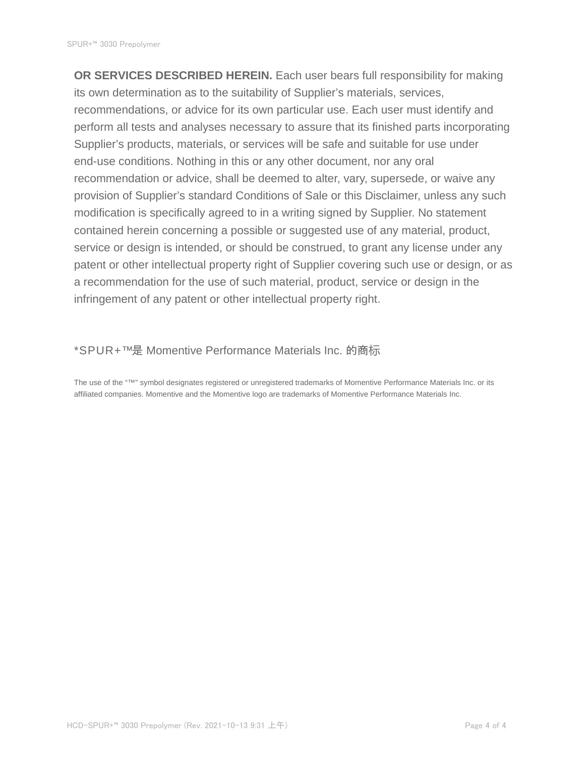**OR SERVICES DESCRIBED HEREIN.** Each user bears full responsibility for making its own determination as to the suitability of Supplier's materials, services, recommendations, or advice for its own particular use. Each user must identify and perform all tests and analyses necessary to assure that its finished parts incorporating Supplier's products, materials, or services will be safe and suitable for use under end-use conditions. Nothing in this or any other document, nor any oral recommendation or advice, shall be deemed to alter, vary, supersede, or waive any provision of Supplier's standard Conditions of Sale or this Disclaimer, unless any such modification is specifically agreed to in a writing signed by Supplier. No statement contained herein concerning a possible or suggested use of any material, product, service or design is intended, or should be construed, to grant any license under any patent or other intellectual property right of Supplier covering such use or design, or as a recommendation for the use of such material, product, service or design in the infringement of any patent or other intellectual property right.

*SPUR+™是 Momentive Performance Materials Inc. 的商标

The use of the "™" symbol designates registered or unregistered trademarks of Momentive Performance Materials Inc. or its affiliated companies. Momentive and the Momentive logo are trademarks of Momentive Performance Materials Inc.